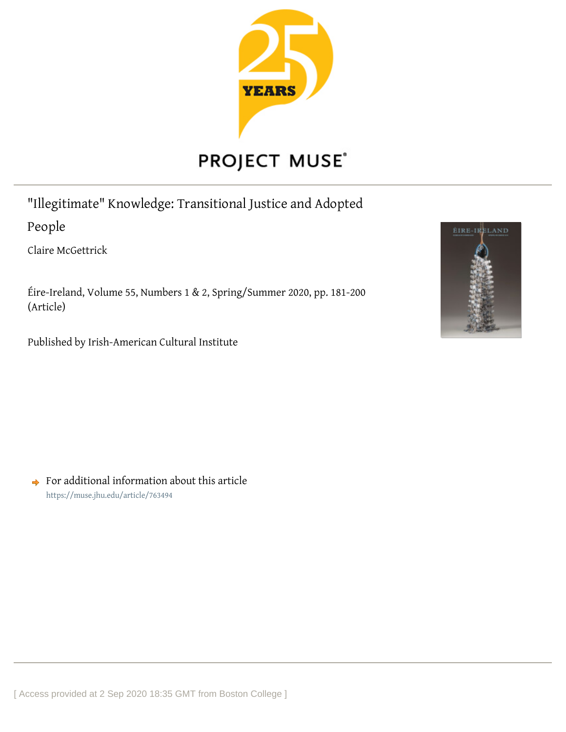PROJECT MUSE

# "Illegitimate" Knowledge: Transitional Justice and Adopted People

Claire McGettrick

Éire-Ireland, Volume 55, Numbers 1 & 2, Spring/Summer 2020, pp. 181-200 (Article)

Published by Irish-American Cultural Institute

For additional information about this article
https://muse.jhu.edu/article/763494

[ Access provided at 2 Sep 2020 18:35 GMT from Boston College ]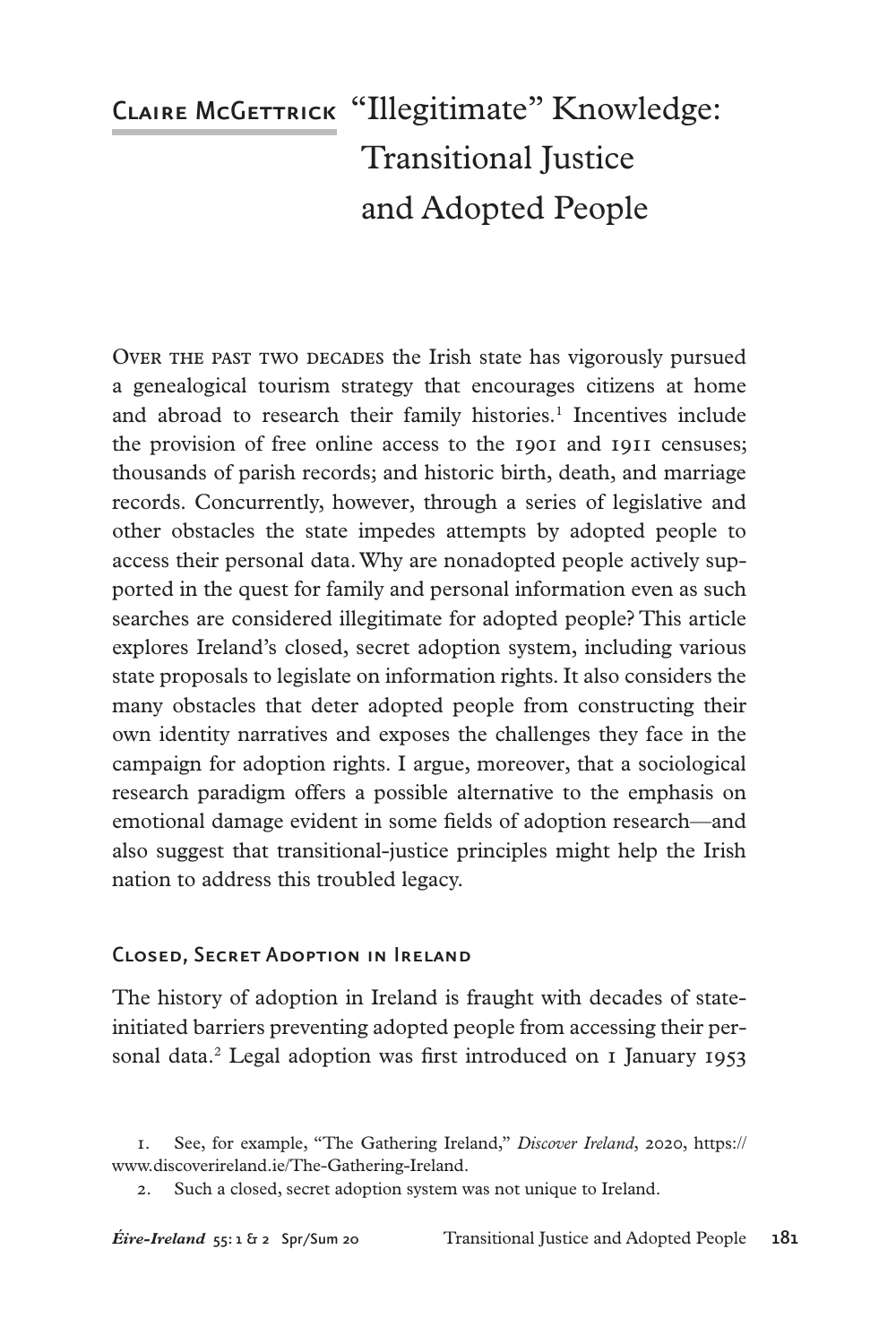# Claire McGettrick “Illegitimate” Knowledge: Transitional Justice and Adopted People

Over the past two decades the Irish state has vigorously pursued a genealogical tourism strategy that encourages citizens at home and abroad to research their family histories.[1] Incentives include the provision of free online access to the 1901 and 1911 censuses; thousands of parish records; and historic birth, death, and marriage records. Concurrently, however, through a series of legislative and other obstacles the state impedes attempts by adopted people to access their personal data. Why are nonadopted people actively supported in the quest for family and personal information even as such searches are considered illegitimate for adopted people? This article explores Ireland’s closed, secret adoption system, including various state proposals to legislate on information rights. It also considers the many obstacles that deter adopted people from constructing their own identity narratives and exposes the challenges they face in the campaign for adoption rights. I argue, moreover, that a sociological research paradigm offers a possible alternative to the emphasis on emotional damage evident in some fields of adoption research—and also suggest that transitional-justice principles might help the Irish nation to address this troubled legacy.

## Closed, Secret Adoption in Ireland

The history of adoption in Ireland is fraught with decades of state-initiated barriers preventing adopted people from accessing their personal data.[2] Legal adoption was first introduced on 1 January 1953

1. See, for example, “The Gathering Ireland,” *Discover Ireland*, 2020, https://www.discoverireland.ie/The-Gathering-Ireland.

2. Such a closed, secret adoption system was not unique to Ireland.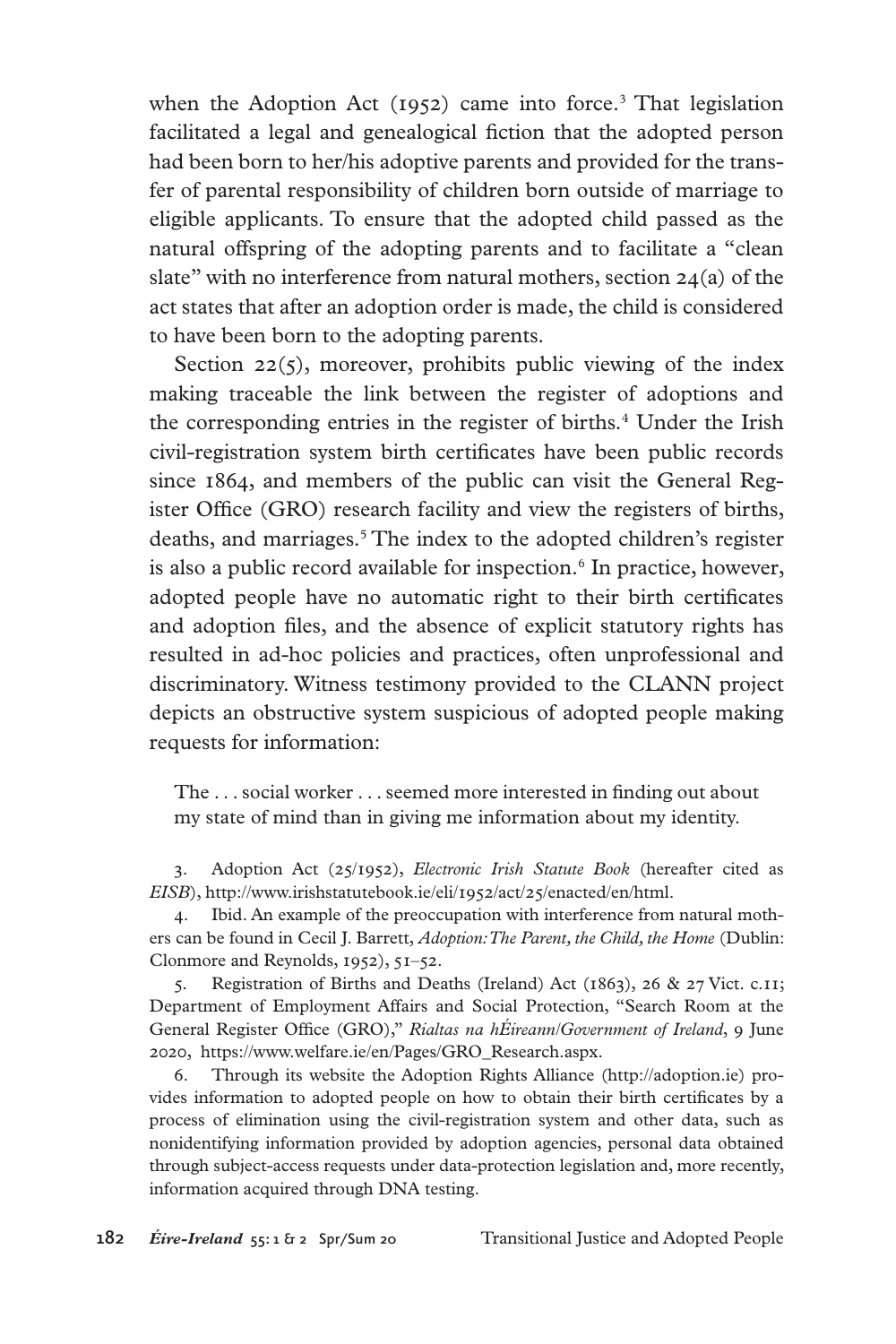when the Adoption Act (1952) came into force.[3] That legislation facilitated a legal and genealogical fiction that the adopted person had been born to her/his adoptive parents and provided for the transfer of parental responsibility of children born outside of marriage to eligible applicants. To ensure that the adopted child passed as the natural offspring of the adopting parents and to facilitate a "clean slate" with no interference from natural mothers, section 24(a) of the act states that after an adoption order is made, the child is considered to have been born to the adopting parents.

Section 22(5), moreover, prohibits public viewing of the index making traceable the link between the register of adoptions and the corresponding entries in the register of births.[4] Under the Irish civil-registration system birth certificates have been public records since 1864, and members of the public can visit the General Register Office (GRO) research facility and view the registers of births, deaths, and marriages.[5] The index to the adopted children's register is also a public record available for inspection.[6] In practice, however, adopted people have no automatic right to their birth certificates and adoption files, and the absence of explicit statutory rights has resulted in ad-hoc policies and practices, often unprofessional and discriminatory. Witness testimony provided to the CLANN project depicts an obstructive system suspicious of adopted people making requests for information:

> The . . . social worker . . . seemed more interested in finding out about my state of mind than in giving me information about my identity.

3. Adoption Act (25/1952), *Electronic Irish Statute Book* (hereafter cited as *EISB*), http://www.irishstatutebook.ie/eli/1952/act/25/enacted/en/html.

4. Ibid. An example of the preoccupation with interference from natural mothers can be found in Cecil J. Barrett, *Adoption: The Parent, the Child, the Home* (Dublin: Clonmore and Reynolds, 1952), 51–52.

5. Registration of Births and Deaths (Ireland) Act (1863), 26 & 27 Vict. c.11; Department of Employment Affairs and Social Protection, "Search Room at the General Register Office (GRO)," *Rialtas na hÉireann/Government of Ireland*, 9 June 2020, https://www.welfare.ie/en/Pages/GRO_Research.aspx.

6. Through its website the Adoption Rights Alliance (http://adoption.ie) provides information to adopted people on how to obtain their birth certificates by a process of elimination using the civil-registration system and other data, such as nonidentifying information provided by adoption agencies, personal data obtained through subject-access requests under data-protection legislation and, more recently, information acquired through DNA testing.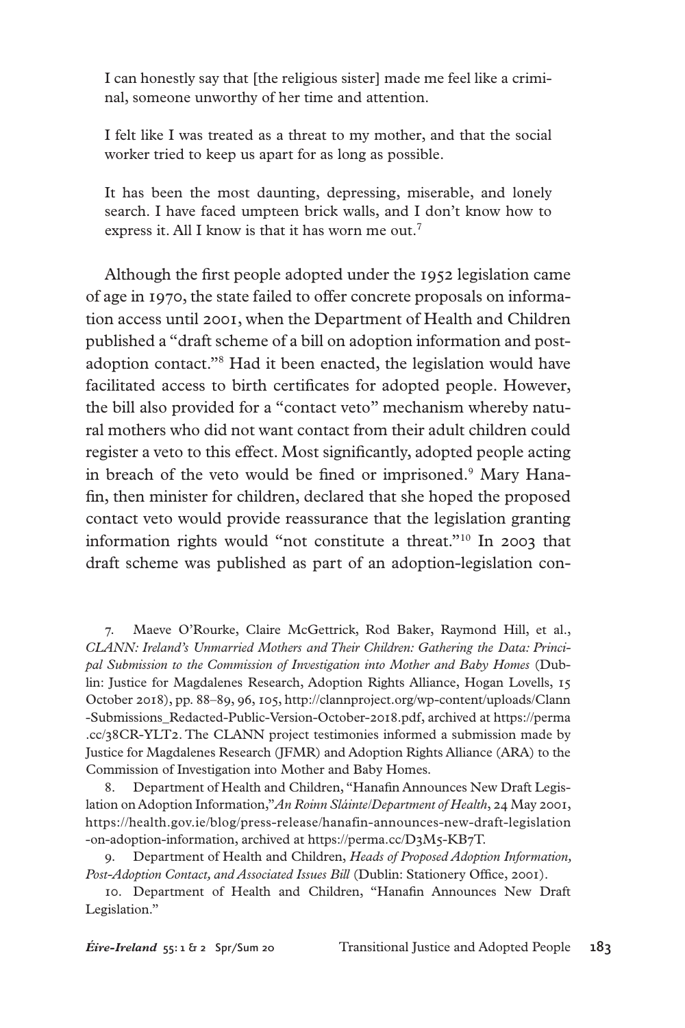> I can honestly say that [the religious sister] made me feel like a criminal, someone unworthy of her time and attention.
>
> I felt like I was treated as a threat to my mother, and that the social worker tried to keep us apart for as long as possible.
>
> It has been the most daunting, depressing, miserable, and lonely search. I have faced umpteen brick walls, and I don't know how to express it. All I know is that it has worn me out.[7]

Although the first people adopted under the 1952 legislation came of age in 1970, the state failed to offer concrete proposals on information access until 2001, when the Department of Health and Children published a "draft scheme of a bill on adoption information and post-adoption contact."[8] Had it been enacted, the legislation would have facilitated access to birth certificates for adopted people. However, the bill also provided for a "contact veto" mechanism whereby natural mothers who did not want contact from their adult children could register a veto to this effect. Most significantly, adopted people acting in breach of the veto would be fined or imprisoned.[9] Mary Hanafin, then minister for children, declared that she hoped the proposed contact veto would provide reassurance that the legislation granting information rights would "not constitute a threat."[10] In 2003 that draft scheme was published as part of an adoption-legislation con-

---

7. Maeve O'Rourke, Claire McGettrick, Rod Baker, Raymond Hill, et al., *CLANN: Ireland's Unmarried Mothers and Their Children: Gathering the Data: Principal Submission to the Commission of Investigation into Mother and Baby Homes* (Dublin: Justice for Magdalenes Research, Adoption Rights Alliance, Hogan Lovells, 15 October 2018), pp. 88–89, 96, 105, http://clannproject.org/wp-content/uploads/Clann-Submissions_Redacted-Public-Version-October-2018.pdf, archived at https://perma.cc/38CR-YLT2. The CLANN project testimonies informed a submission made by Justice for Magdalenes Research (JFMR) and Adoption Rights Alliance (ARA) to the Commission of Investigation into Mother and Baby Homes.

8. Department of Health and Children, "Hanafin Announces New Draft Legislation on Adoption Information," *An Roinn Sláinte/Department of Health*, 24 May 2001, https://health.gov.ie/blog/press-release/hanafin-announces-new-draft-legislation-on-adoption-information, archived at https://perma.cc/D3M5-KB7T.

9. Department of Health and Children, *Heads of Proposed Adoption Information, Post-Adoption Contact, and Associated Issues Bill* (Dublin: Stationery Office, 2001).

10. Department of Health and Children, "Hanafin Announces New Draft Legislation."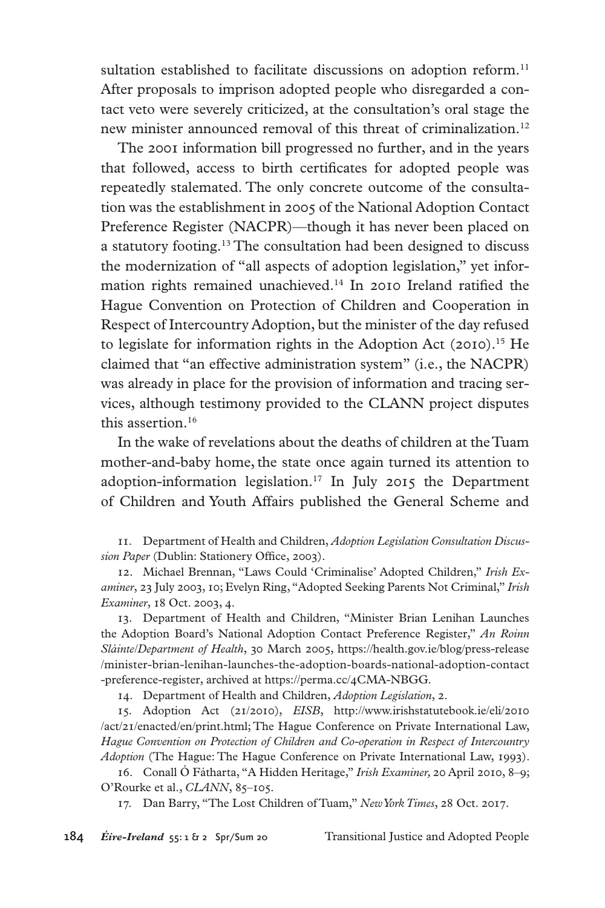sultation established to facilitate discussions on adoption reform.[11] After proposals to imprison adopted people who disregarded a contact veto were severely criticized, at the consultation's oral stage the new minister announced removal of this threat of criminalization.[12]

The 2001 information bill progressed no further, and in the years that followed, access to birth certificates for adopted people was repeatedly stalemated. The only concrete outcome of the consultation was the establishment in 2005 of the National Adoption Contact Preference Register (NACPR)—though it has never been placed on a statutory footing.[13] The consultation had been designed to discuss the modernization of "all aspects of adoption legislation," yet information rights remained unachieved.[14] In 2010 Ireland ratified the Hague Convention on Protection of Children and Cooperation in Respect of Intercountry Adoption, but the minister of the day refused to legislate for information rights in the Adoption Act (2010).[15] He claimed that "an effective administration system" (i.e., the NACPR) was already in place for the provision of information and tracing services, although testimony provided to the CLANN project disputes this assertion.[16]

In the wake of revelations about the deaths of children at the Tuam mother-and-baby home, the state once again turned its attention to adoption-information legislation.[17] In July 2015 the Department of Children and Youth Affairs published the General Scheme and

11. Department of Health and Children, *Adoption Legislation Consultation Discussion Paper* (Dublin: Stationery Office, 2003).

12. Michael Brennan, "Laws Could 'Criminalise' Adopted Children," *Irish Examiner*, 23 July 2003, 10; Evelyn Ring, "Adopted Seeking Parents Not Criminal," *Irish Examiner*, 18 Oct. 2003, 4.

13. Department of Health and Children, "Minister Brian Lenihan Launches the Adoption Board's National Adoption Contact Preference Register," *An Roinn Sláinte/Department of Health*, 30 March 2005, https://health.gov.ie/blog/press-release/minister-brian-lenihan-launches-the-adoption-boards-national-adoption-contact-preference-register, archived at https://perma.cc/4CMA-NBGG.

14. Department of Health and Children, *Adoption Legislation*, 2.

15. Adoption Act (21/2010), *EISB*, http://www.irishstatutebook.ie/eli/2010/act/21/enacted/en/print.html; The Hague Conference on Private International Law, *Hague Convention on Protection of Children and Co-operation in Respect of Intercountry Adoption* (The Hague: The Hague Conference on Private International Law, 1993).

16. Conall Ó Fátharta, "A Hidden Heritage," *Irish Examiner,* 20 April 2010, 8–9; O'Rourke et al., *CLANN*, 85–105.

17. Dan Barry, "The Lost Children of Tuam," *New York Times*, 28 Oct. 2017.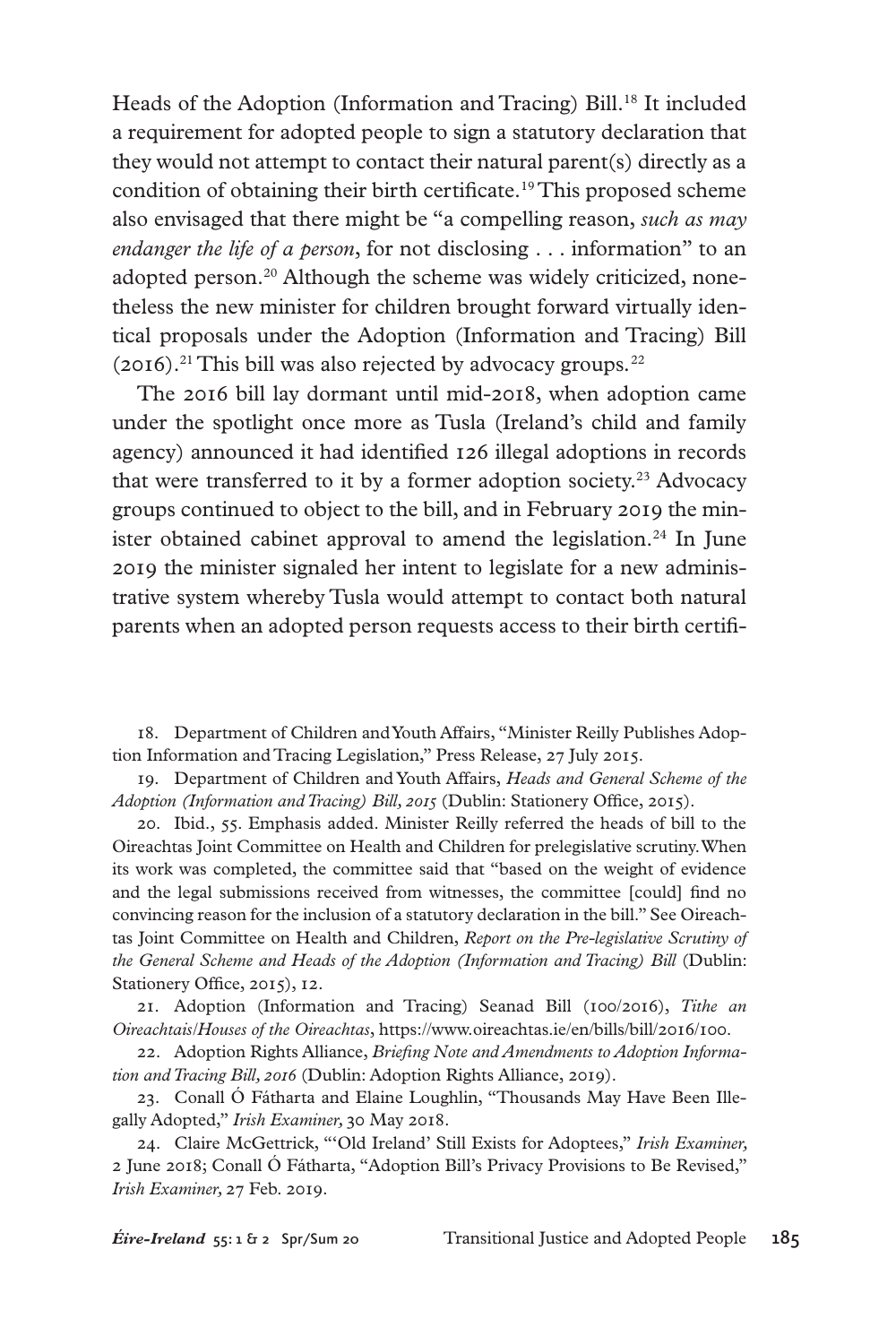Heads of the Adoption (Information and Tracing) Bill.[18] It included a requirement for adopted people to sign a statutory declaration that they would not attempt to contact their natural parent(s) directly as a condition of obtaining their birth certificate.[19] This proposed scheme also envisaged that there might be "a compelling reason, *such as may endanger the life of a person*, for not disclosing . . . information" to an adopted person.[20] Although the scheme was widely criticized, nonetheless the new minister for children brought forward virtually identical proposals under the Adoption (Information and Tracing) Bill (2016).[21] This bill was also rejected by advocacy groups.[22]

The 2016 bill lay dormant until mid-2018, when adoption came under the spotlight once more as Tusla (Ireland's child and family agency) announced it had identified 126 illegal adoptions in records that were transferred to it by a former adoption society.[23] Advocacy groups continued to object to the bill, and in February 2019 the minister obtained cabinet approval to amend the legislation.[24] In June 2019 the minister signaled her intent to legislate for a new administrative system whereby Tusla would attempt to contact both natural parents when an adopted person requests access to their birth certifi-

18. Department of Children and Youth Affairs, "Minister Reilly Publishes Adoption Information and Tracing Legislation," Press Release, 27 July 2015.

19. Department of Children and Youth Affairs, *Heads and General Scheme of the Adoption (Information and Tracing) Bill, 2015* (Dublin: Stationery Office, 2015).

20. Ibid., 55. Emphasis added. Minister Reilly referred the heads of bill to the Oireachtas Joint Committee on Health and Children for prelegislative scrutiny. When its work was completed, the committee said that "based on the weight of evidence and the legal submissions received from witnesses, the committee [could] find no convincing reason for the inclusion of a statutory declaration in the bill." See Oireachtas Joint Committee on Health and Children, *Report on the Pre-legislative Scrutiny of the General Scheme and Heads of the Adoption (Information and Tracing) Bill* (Dublin: Stationery Office, 2015), 12.

21. Adoption (Information and Tracing) Seanad Bill (100/2016), *Tithe an Oireachtais/Houses of the Oireachtas*, https://www.oireachtas.ie/en/bills/bill/2016/100.

22. Adoption Rights Alliance, *Briefing Note and Amendments to Adoption Information and Tracing Bill, 2016* (Dublin: Adoption Rights Alliance, 2019).

23. Conall Ó Fátharta and Elaine Loughlin, "Thousands May Have Been Illegally Adopted," *Irish Examiner,* 30 May 2018.

24. Claire McGettrick, "'Old Ireland' Still Exists for Adoptees," *Irish Examiner,* 2 June 2018; Conall Ó Fátharta, "Adoption Bill's Privacy Provisions to Be Revised," *Irish Examiner,* 27 Feb. 2019.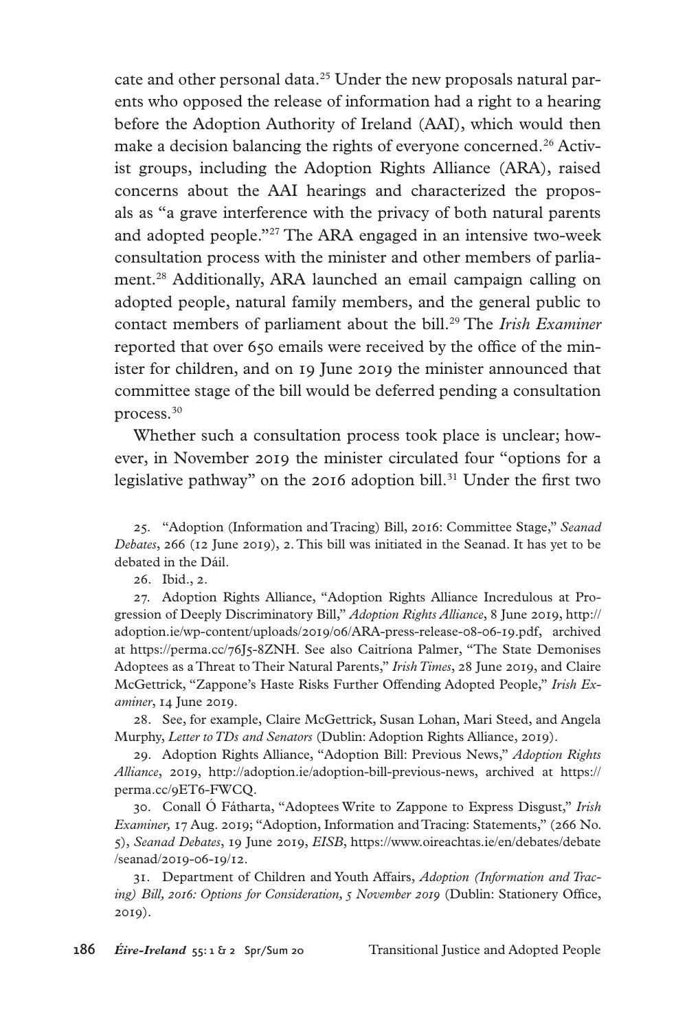cate and other personal data.[25] Under the new proposals natural parents who opposed the release of information had a right to a hearing before the Adoption Authority of Ireland (AAI), which would then make a decision balancing the rights of everyone concerned.[26] Activist groups, including the Adoption Rights Alliance (ARA), raised concerns about the AAI hearings and characterized the proposals as "a grave interference with the privacy of both natural parents and adopted people."[27] The ARA engaged in an intensive two-week consultation process with the minister and other members of parliament.[28] Additionally, ARA launched an email campaign calling on adopted people, natural family members, and the general public to contact members of parliament about the bill.[29] The *Irish Examiner* reported that over 650 emails were received by the office of the minister for children, and on 19 June 2019 the minister announced that committee stage of the bill would be deferred pending a consultation process.[30]

Whether such a consultation process took place is unclear; however, in November 2019 the minister circulated four "options for a legislative pathway" on the 2016 adoption bill.[31] Under the first two

25. "Adoption (Information and Tracing) Bill, 2016: Committee Stage," *Seanad Debates*, 266 (12 June 2019), 2. This bill was initiated in the Seanad. It has yet to be debated in the Dáil.

26. Ibid., 2.

27. Adoption Rights Alliance, "Adoption Rights Alliance Incredulous at Progression of Deeply Discriminatory Bill," *Adoption Rights Alliance*, 8 June 2019, http://adoption.ie/wp-content/uploads/2019/06/ARA-press-release-08-06-19.pdf, archived at https://perma.cc/76J5-8ZNH. See also Caitríona Palmer, "The State Demonises Adoptees as a Threat to Their Natural Parents," *Irish Times*, 28 June 2019, and Claire McGettrick, "Zappone's Haste Risks Further Offending Adopted People," *Irish Examiner*, 14 June 2019.

28. See, for example, Claire McGettrick, Susan Lohan, Mari Steed, and Angela Murphy, *Letter to TDs and Senators* (Dublin: Adoption Rights Alliance, 2019).

29. Adoption Rights Alliance, "Adoption Bill: Previous News," *Adoption Rights Alliance*, 2019, http://adoption.ie/adoption-bill-previous-news, archived at https://perma.cc/9ET6-FWCQ.

30. Conall Ó Fátharta, "Adoptees Write to Zappone to Express Disgust," *Irish Examiner,* 17 Aug. 2019; "Adoption, Information and Tracing: Statements," (266 No. 5), *Seanad Debates*, 19 June 2019, *EISB*, https://www.oireachtas.ie/en/debates/debate/seanad/2019-06-19/12.

31. Department of Children and Youth Affairs, *Adoption (Information and Tracing) Bill, 2016: Options for Consideration, 5 November 2019* (Dublin: Stationery Office, 2019).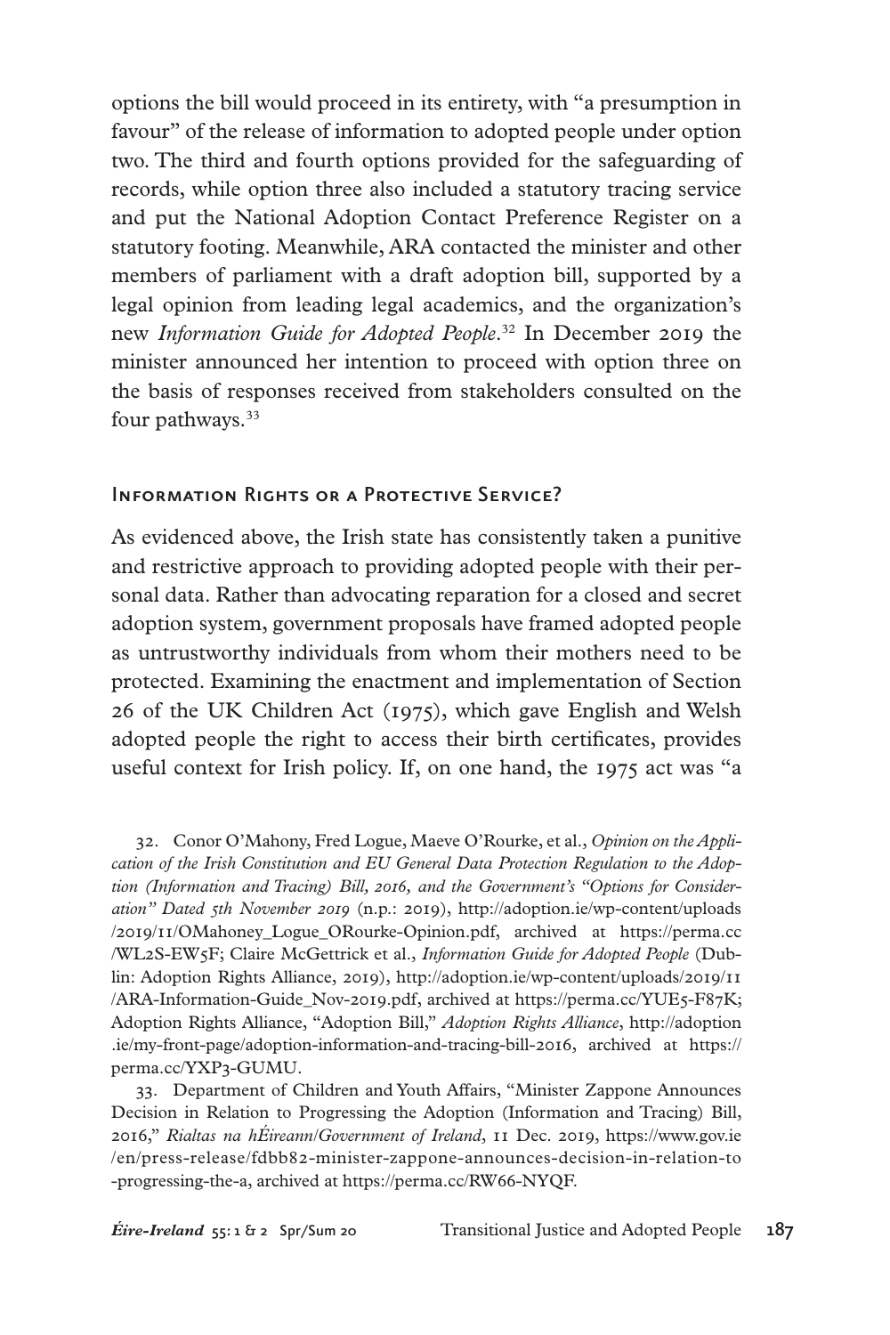options the bill would proceed in its entirety, with "a presumption in favour" of the release of information to adopted people under option two. The third and fourth options provided for the safeguarding of records, while option three also included a statutory tracing service and put the National Adoption Contact Preference Register on a statutory footing. Meanwhile, ARA contacted the minister and other members of parliament with a draft adoption bill, supported by a legal opinion from leading legal academics, and the organization's new *Information Guide for Adopted People*.[32] In December 2019 the minister announced her intention to proceed with option three on the basis of responses received from stakeholders consulted on the four pathways.[33]

## Information Rights or a Protective Service?

As evidenced above, the Irish state has consistently taken a punitive and restrictive approach to providing adopted people with their personal data. Rather than advocating reparation for a closed and secret adoption system, government proposals have framed adopted people as untrustworthy individuals from whom their mothers need to be protected. Examining the enactment and implementation of Section 26 of the UK Children Act (1975), which gave English and Welsh adopted people the right to access their birth certificates, provides useful context for Irish policy. If, on one hand, the 1975 act was "a

32. Conor O'Mahony, Fred Logue, Maeve O'Rourke, et al., *Opinion on the Application of the Irish Constitution and EU General Data Protection Regulation to the Adoption (Information and Tracing) Bill, 2016, and the Government's "Options for Consideration" Dated 5th November 2019* (n.p.: 2019), http://adoption.ie/wp-content/uploads/2019/11/OMahoney_Logue_ORourke-Opinion.pdf, archived at https://perma.cc/WL2S-EW5F; Claire McGettrick et al., *Information Guide for Adopted People* (Dublin: Adoption Rights Alliance, 2019), http://adoption.ie/wp-content/uploads/2019/11/ARA-Information-Guide_Nov-2019.pdf, archived at https://perma.cc/YUE5-F87K; Adoption Rights Alliance, "Adoption Bill," *Adoption Rights Alliance*, http://adoption.ie/my-front-page/adoption-information-and-tracing-bill-2016, archived at https://perma.cc/YXP3-GUMU.

33. Department of Children and Youth Affairs, "Minister Zappone Announces Decision in Relation to Progressing the Adoption (Information and Tracing) Bill, 2016," *Rialtas na hÉireann/Government of Ireland*, 11 Dec. 2019, https://www.gov.ie/en/press-release/fdbb82-minister-zappone-announces-decision-in-relation-to-progressing-the-a, archived at https://perma.cc/RW66-NYQF.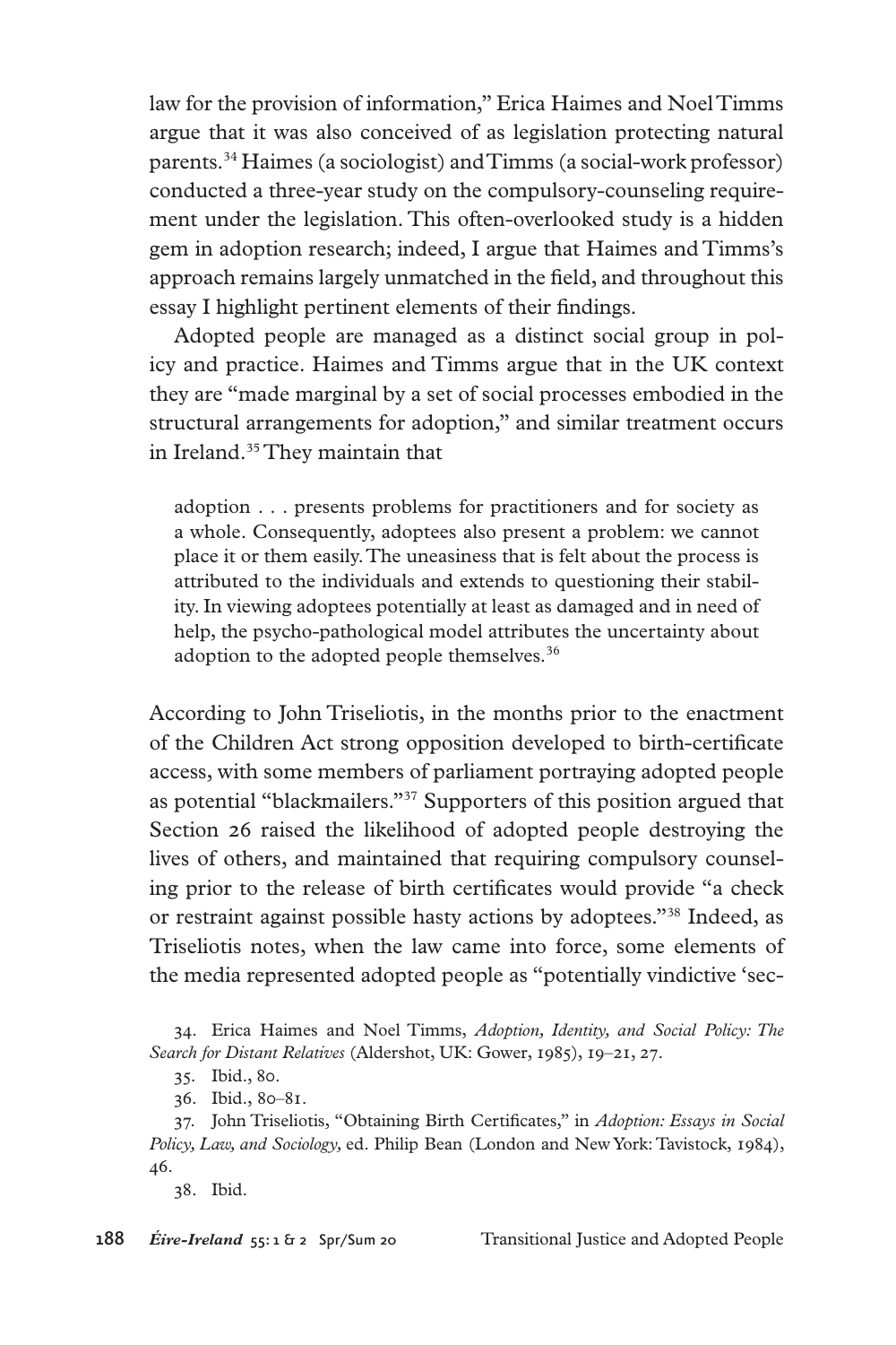law for the provision of information," Erica Haimes and Noel Timms argue that it was also conceived of as legislation protecting natural parents.[34] Haimes (a sociologist) and Timms (a social-work professor) conducted a three-year study on the compulsory-counseling requirement under the legislation. This often-overlooked study is a hidden gem in adoption research; indeed, I argue that Haimes and Timms's approach remains largely unmatched in the field, and throughout this essay I highlight pertinent elements of their findings.

Adopted people are managed as a distinct social group in policy and practice. Haimes and Timms argue that in the UK context they are "made marginal by a set of social processes embodied in the structural arrangements for adoption," and similar treatment occurs in Ireland.[35] They maintain that

> adoption . . . presents problems for practitioners and for society as a whole. Consequently, adoptees also present a problem: we cannot place it or them easily. The uneasiness that is felt about the process is attributed to the individuals and extends to questioning their stability. In viewing adoptees potentially at least as damaged and in need of help, the psycho-pathological model attributes the uncertainty about adoption to the adopted people themselves.[36]

According to John Triseliotis, in the months prior to the enactment of the Children Act strong opposition developed to birth-certificate access, with some members of parliament portraying adopted people as potential "blackmailers."[37] Supporters of this position argued that Section 26 raised the likelihood of adopted people destroying the lives of others, and maintained that requiring compulsory counseling prior to the release of birth certificates would provide "a check or restraint against possible hasty actions by adoptees."[38] Indeed, as Triseliotis notes, when the law came into force, some elements of the media represented adopted people as "potentially vindictive 'sec-

34. Erica Haimes and Noel Timms, *Adoption, Identity, and Social Policy: The Search for Distant Relatives* (Aldershot, UK: Gower, 1985), 19–21, 27.

35. Ibid., 80.

36. Ibid., 80–81.

37. John Triseliotis, "Obtaining Birth Certificates," in *Adoption: Essays in Social Policy, Law, and Sociology*, ed. Philip Bean (London and New York: Tavistock, 1984), 46.

38. Ibid.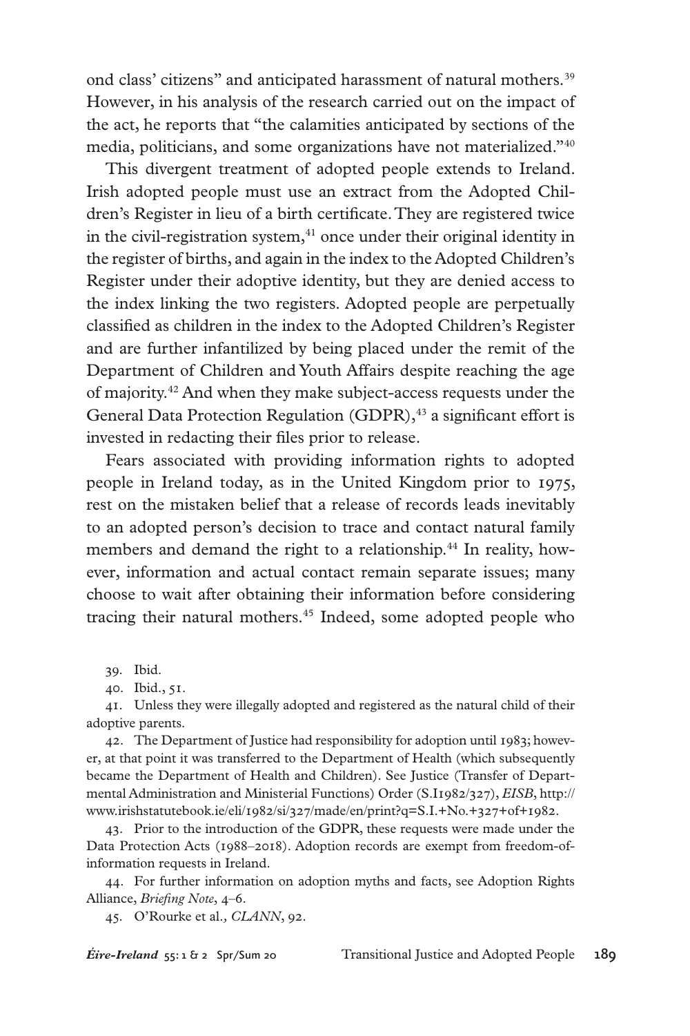ond class' citizens" and anticipated harassment of natural mothers.[39] However, in his analysis of the research carried out on the impact of the act, he reports that "the calamities anticipated by sections of the media, politicians, and some organizations have not materialized."[40]

This divergent treatment of adopted people extends to Ireland. Irish adopted people must use an extract from the Adopted Children's Register in lieu of a birth certificate. They are registered twice in the civil-registration system,[41] once under their original identity in the register of births, and again in the index to the Adopted Children's Register under their adoptive identity, but they are denied access to the index linking the two registers. Adopted people are perpetually classified as children in the index to the Adopted Children's Register and are further infantilized by being placed under the remit of the Department of Children and Youth Affairs despite reaching the age of majority.[42] And when they make subject-access requests under the General Data Protection Regulation (GDPR),[43] a significant effort is invested in redacting their files prior to release.

Fears associated with providing information rights to adopted people in Ireland today, as in the United Kingdom prior to 1975, rest on the mistaken belief that a release of records leads inevitably to an adopted person's decision to trace and contact natural family members and demand the right to a relationship.[44] In reality, however, information and actual contact remain separate issues; many choose to wait after obtaining their information before considering tracing their natural mothers.[45] Indeed, some adopted people who

39. Ibid.

40. Ibid., 51.

41. Unless they were illegally adopted and registered as the natural child of their adoptive parents.

42. The Department of Justice had responsibility for adoption until 1983; however, at that point it was transferred to the Department of Health (which subsequently became the Department of Health and Children). See Justice (Transfer of Departmental Administration and Ministerial Functions) Order (S.I1982/327), *EISB*, http://www.irishstatutebook.ie/eli/1982/si/327/made/en/print?q=S.I.+No.+327+of+1982.

43. Prior to the introduction of the GDPR, these requests were made under the Data Protection Acts (1988–2018). Adoption records are exempt from freedom-of-information requests in Ireland.

44. For further information on adoption myths and facts, see Adoption Rights Alliance, *Briefing Note*, 4–6.

45. O'Rourke et al., *CLANN*, 92.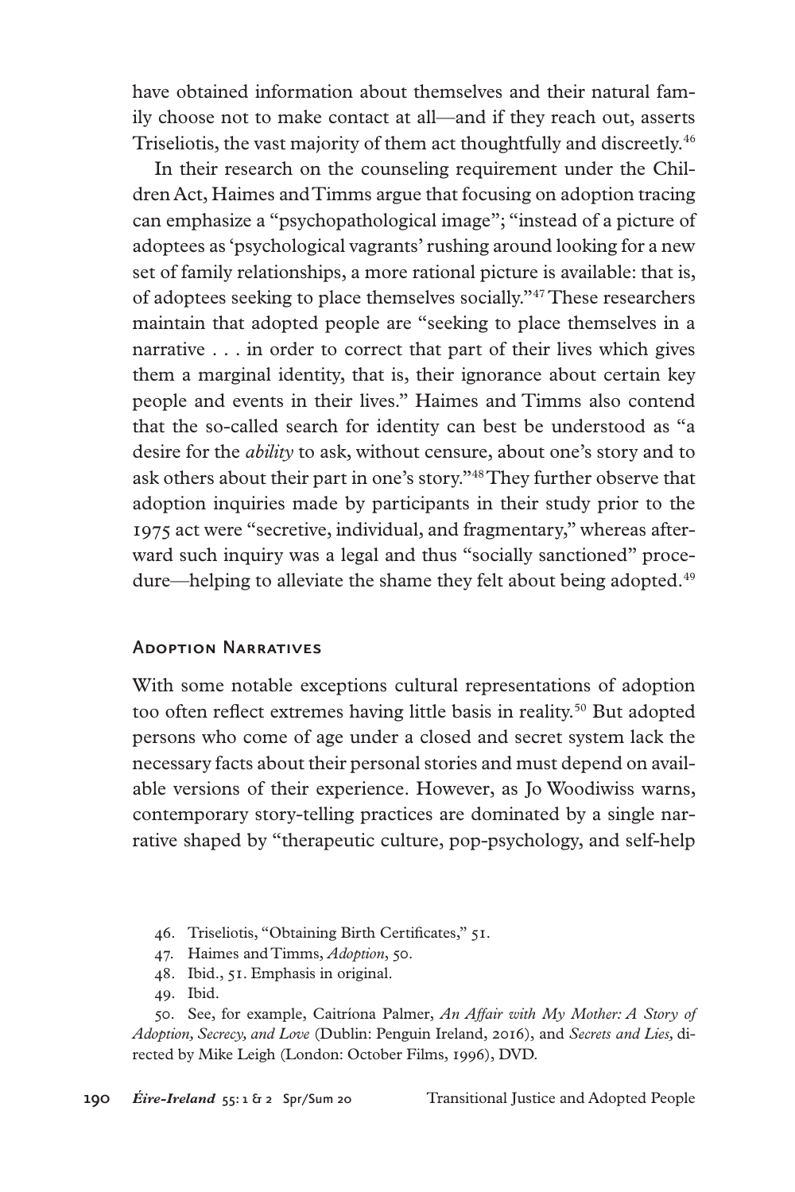have obtained information about themselves and their natural family choose not to make contact at all—and if they reach out, asserts Triseliotis, the vast majority of them act thoughtfully and discreetly.[46]

In their research on the counseling requirement under the Children Act, Haimes and Timms argue that focusing on adoption tracing can emphasize a "psychopathological image"; "instead of a picture of adoptees as 'psychological vagrants' rushing around looking for a new set of family relationships, a more rational picture is available: that is, of adoptees seeking to place themselves socially."[47] These researchers maintain that adopted people are "seeking to place themselves in a narrative . . . in order to correct that part of their lives which gives them a marginal identity, that is, their ignorance about certain key people and events in their lives." Haimes and Timms also contend that the so-called search for identity can best be understood as "a desire for the *ability* to ask, without censure, about one's story and to ask others about their part in one's story."[48] They further observe that adoption inquiries made by participants in their study prior to the 1975 act were "secretive, individual, and fragmentary," whereas afterward such inquiry was a legal and thus "socially sanctioned" procedure—helping to alleviate the shame they felt about being adopted.[49]

## Adoption Narratives

With some notable exceptions cultural representations of adoption too often reflect extremes having little basis in reality.[50] But adopted persons who come of age under a closed and secret system lack the necessary facts about their personal stories and must depend on available versions of their experience. However, as Jo Woodiwiss warns, contemporary story-telling practices are dominated by a single narrative shaped by "therapeutic culture, pop-psychology, and self-help

46. Triseliotis, "Obtaining Birth Certificates," 51.

47. Haimes and Timms, *Adoption*, 50.

48. Ibid., 51. Emphasis in original.

49. Ibid.

50. See, for example, Caitríona Palmer, *An Affair with My Mother: A Story of Adoption, Secrecy, and Love* (Dublin: Penguin Ireland, 2016), and *Secrets and Lies,* directed by Mike Leigh (London: October Films, 1996), DVD.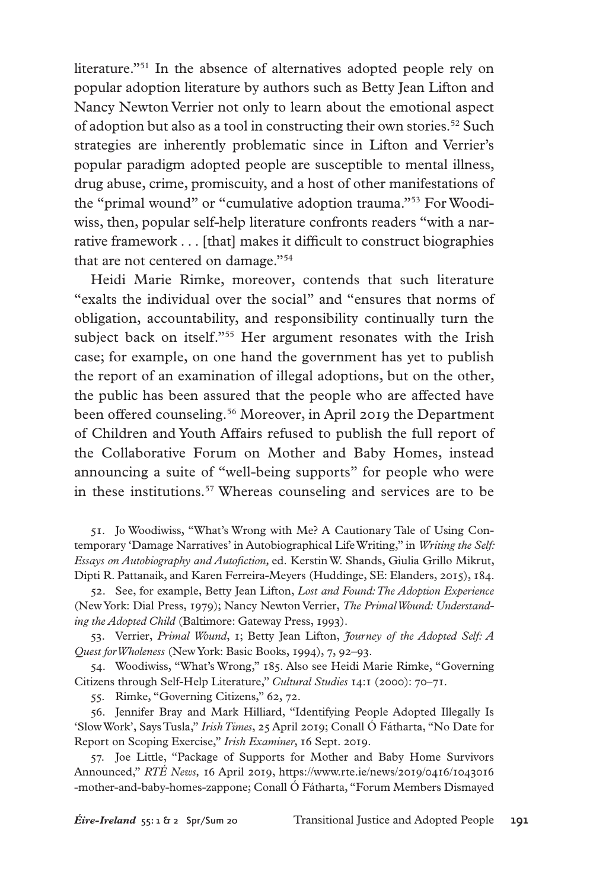literature."[51] In the absence of alternatives adopted people rely on popular adoption literature by authors such as Betty Jean Lifton and Nancy Newton Verrier not only to learn about the emotional aspect of adoption but also as a tool in constructing their own stories.[52] Such strategies are inherently problematic since in Lifton and Verrier's popular paradigm adopted people are susceptible to mental illness, drug abuse, crime, promiscuity, and a host of other manifestations of the "primal wound" or "cumulative adoption trauma."[53] For Woodiwiss, then, popular self-help literature confronts readers "with a narrative framework . . . [that] makes it difficult to construct biographies that are not centered on damage."[54]

Heidi Marie Rimke, moreover, contends that such literature "exalts the individual over the social" and "ensures that norms of obligation, accountability, and responsibility continually turn the subject back on itself."[55] Her argument resonates with the Irish case; for example, on one hand the government has yet to publish the report of an examination of illegal adoptions, but on the other, the public has been assured that the people who are affected have been offered counseling.[56] Moreover, in April 2019 the Department of Children and Youth Affairs refused to publish the full report of the Collaborative Forum on Mother and Baby Homes, instead announcing a suite of "well-being supports" for people who were in these institutions.[57] Whereas counseling and services are to be

51. Jo Woodiwiss, "What's Wrong with Me? A Cautionary Tale of Using Contemporary 'Damage Narratives' in Autobiographical Life Writing," in *Writing the Self: Essays on Autobiography and Autofiction,* ed. Kerstin W. Shands, Giulia Grillo Mikrut, Dipti R. Pattanaik, and Karen Ferreira-Meyers (Huddinge, SE: Elanders, 2015), 184.

52. See, for example, Betty Jean Lifton, *Lost and Found: The Adoption Experience* (New York: Dial Press, 1979); Nancy Newton Verrier, *The Primal Wound: Understanding the Adopted Child* (Baltimore: Gateway Press, 1993).

53. Verrier, *Primal Wound*, 1; Betty Jean Lifton, *Journey of the Adopted Self: A Quest for Wholeness* (New York: Basic Books, 1994), 7, 92–93.

54. Woodiwiss, "What's Wrong," 185. Also see Heidi Marie Rimke, "Governing Citizens through Self-Help Literature," *Cultural Studies* 14:1 (2000): 70–71.

55. Rimke, "Governing Citizens," 62, 72.

56. Jennifer Bray and Mark Hilliard, "Identifying People Adopted Illegally Is 'Slow Work', Says Tusla," *Irish Times*, 25 April 2019; Conall Ó Fátharta, "No Date for Report on Scoping Exercise," *Irish Examiner*, 16 Sept. 2019.

57. Joe Little, "Package of Supports for Mother and Baby Home Survivors Announced," *RTÉ News,* 16 April 2019, https://www.rte.ie/news/2019/0416/1043016-mother-and-baby-homes-zappone; Conall Ó Fátharta, "Forum Members Dismayed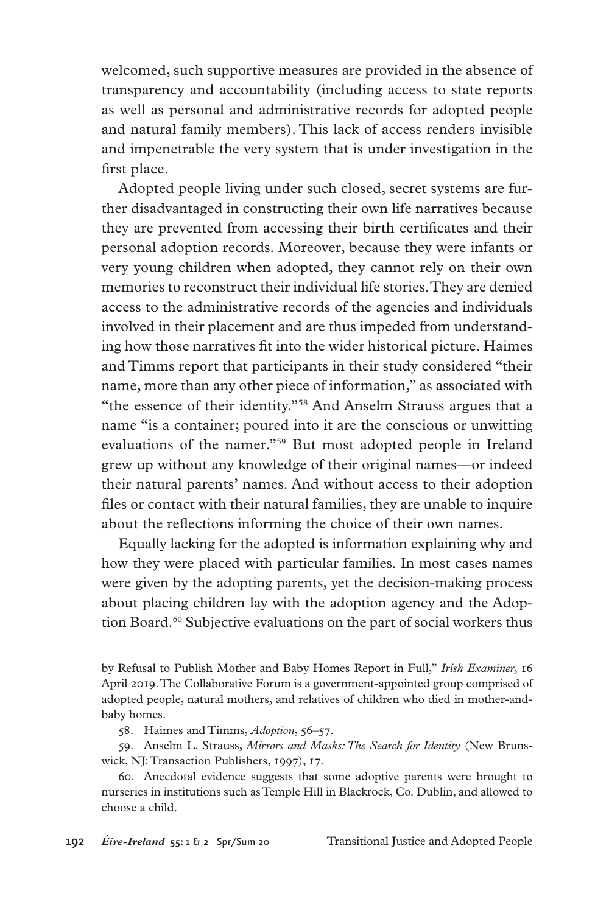welcomed, such supportive measures are provided in the absence of transparency and accountability (including access to state reports as well as personal and administrative records for adopted people and natural family members). This lack of access renders invisible and impenetrable the very system that is under investigation in the first place.

Adopted people living under such closed, secret systems are further disadvantaged in constructing their own life narratives because they are prevented from accessing their birth certificates and their personal adoption records. Moreover, because they were infants or very young children when adopted, they cannot rely on their own memories to reconstruct their individual life stories. They are denied access to the administrative records of the agencies and individuals involved in their placement and are thus impeded from understanding how those narratives fit into the wider historical picture. Haimes and Timms report that participants in their study considered "their name, more than any other piece of information," as associated with "the essence of their identity."[58] And Anselm Strauss argues that a name "is a container; poured into it are the conscious or unwitting evaluations of the namer."[59] But most adopted people in Ireland grew up without any knowledge of their original names—or indeed their natural parents' names. And without access to their adoption files or contact with their natural families, they are unable to inquire about the reflections informing the choice of their own names.

Equally lacking for the adopted is information explaining why and how they were placed with particular families. In most cases names were given by the adopting parents, yet the decision-making process about placing children lay with the adoption agency and the Adoption Board.[60] Subjective evaluations on the part of social workers thus

by Refusal to Publish Mother and Baby Homes Report in Full," *Irish Examiner*, 16 April 2019. The Collaborative Forum is a government-appointed group comprised of adopted people, natural mothers, and relatives of children who died in mother-and-baby homes.

58. Haimes and Timms, *Adoption*, 56–57.

59. Anselm L. Strauss, *Mirrors and Masks: The Search for Identity* (New Brunswick, NJ: Transaction Publishers, 1997), 17.

60. Anecdotal evidence suggests that some adoptive parents were brought to nurseries in institutions such as Temple Hill in Blackrock, Co. Dublin, and allowed to choose a child.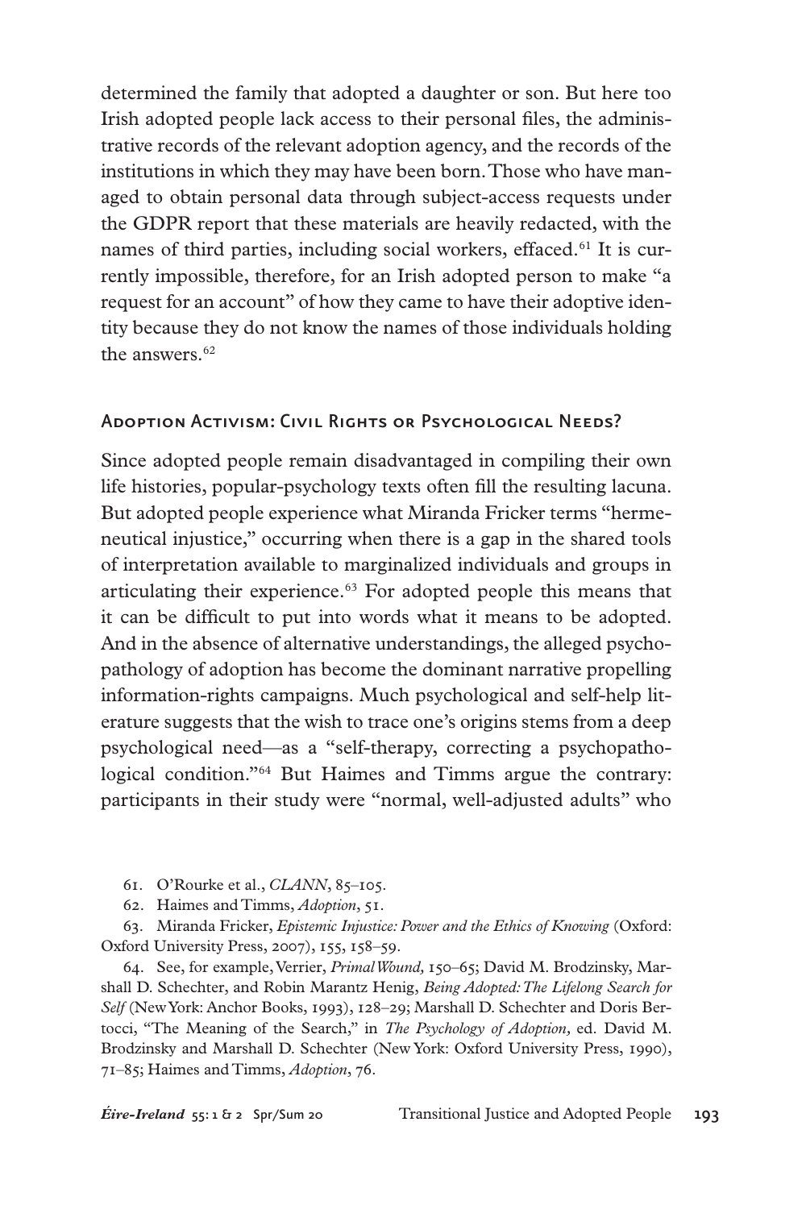determined the family that adopted a daughter or son. But here too Irish adopted people lack access to their personal files, the administrative records of the relevant adoption agency, and the records of the institutions in which they may have been born. Those who have managed to obtain personal data through subject-access requests under the GDPR report that these materials are heavily redacted, with the names of third parties, including social workers, effaced.[61] It is currently impossible, therefore, for an Irish adopted person to make "a request for an account" of how they came to have their adoptive identity because they do not know the names of those individuals holding the answers.[62]

## Adoption Activism: Civil Rights or Psychological Needs?

Since adopted people remain disadvantaged in compiling their own life histories, popular-psychology texts often fill the resulting lacuna. But adopted people experience what Miranda Fricker terms "hermeneutical injustice," occurring when there is a gap in the shared tools of interpretation available to marginalized individuals and groups in articulating their experience.[63] For adopted people this means that it can be difficult to put into words what it means to be adopted. And in the absence of alternative understandings, the alleged psychopathology of adoption has become the dominant narrative propelling information-rights campaigns. Much psychological and self-help literature suggests that the wish to trace one's origins stems from a deep psychological need—as a "self-therapy, correcting a psychopathological condition."[64] But Haimes and Timms argue the contrary: participants in their study were "normal, well-adjusted adults" who

61. O'Rourke et al., *CLANN*, 85–105.

62. Haimes and Timms, *Adoption*, 51.

63. Miranda Fricker, *Epistemic Injustice: Power and the Ethics of Knowing* (Oxford: Oxford University Press, 2007), 155, 158–59.

64. See, for example, Verrier, *Primal Wound,* 150–65; David M. Brodzinsky, Marshall D. Schechter, and Robin Marantz Henig, *Being Adopted: The Lifelong Search for Self* (New York: Anchor Books, 1993), 128–29; Marshall D. Schechter and Doris Bertocci, "The Meaning of the Search," in *The Psychology of Adoption,* ed. David M. Brodzinsky and Marshall D. Schechter (New York: Oxford University Press, 1990), 71–85; Haimes and Timms, *Adoption*, 76.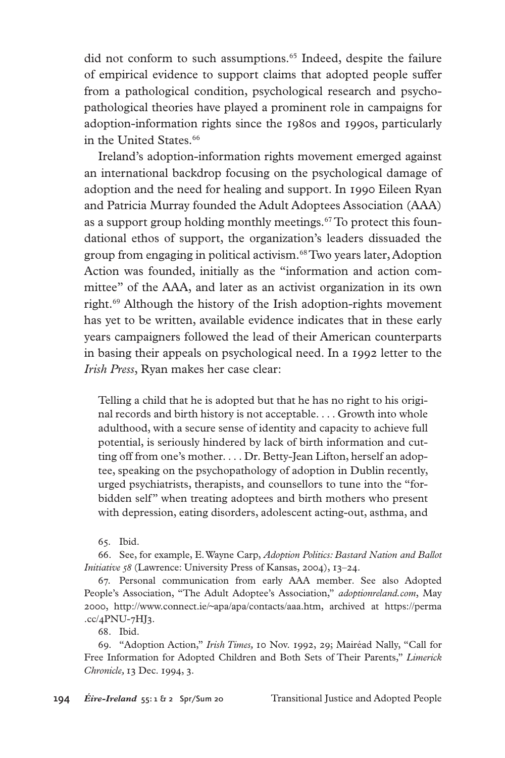did not conform to such assumptions.[65] Indeed, despite the failure of empirical evidence to support claims that adopted people suffer from a pathological condition, psychological research and psychopathological theories have played a prominent role in campaigns for adoption-information rights since the 1980s and 1990s, particularly in the United States.[66]

Ireland's adoption-information rights movement emerged against an international backdrop focusing on the psychological damage of adoption and the need for healing and support. In 1990 Eileen Ryan and Patricia Murray founded the Adult Adoptees Association (AAA) as a support group holding monthly meetings.[67] To protect this foundational ethos of support, the organization's leaders dissuaded the group from engaging in political activism.[68] Two years later, Adoption Action was founded, initially as the "information and action committee" of the AAA, and later as an activist organization in its own right.[69] Although the history of the Irish adoption-rights movement has yet to be written, available evidence indicates that in these early years campaigners followed the lead of their American counterparts in basing their appeals on psychological need. In a 1992 letter to the *Irish Press*, Ryan makes her case clear:

> Telling a child that he is adopted but that he has no right to his original records and birth history is not acceptable. . . . Growth into whole adulthood, with a secure sense of identity and capacity to achieve full potential, is seriously hindered by lack of birth information and cutting off from one's mother. . . . Dr. Betty-Jean Lifton, herself an adoptee, speaking on the psychopathology of adoption in Dublin recently, urged psychiatrists, therapists, and counsellors to tune into the "forbidden self" when treating adoptees and birth mothers who present with depression, eating disorders, adolescent acting-out, asthma, and

65. Ibid.

66. See, for example, E. Wayne Carp, *Adoption Politics: Bastard Nation and Ballot Initiative 58* (Lawrence: University Press of Kansas, 2004), 13–24.

67. Personal communication from early AAA member. See also Adopted People's Association, "The Adult Adoptee's Association," *adoptionreland.com*, May 2000, http://www.connect.ie/~apa/apa/contacts/aaa.htm, archived at https://perma.cc/4PNU-7HJ3.

68. Ibid.

69. "Adoption Action," *Irish Times,* 10 Nov. 1992, 29; Mairéad Nally, "Call for Free Information for Adopted Children and Both Sets of Their Parents," *Limerick Chronicle,* 13 Dec. 1994, 3.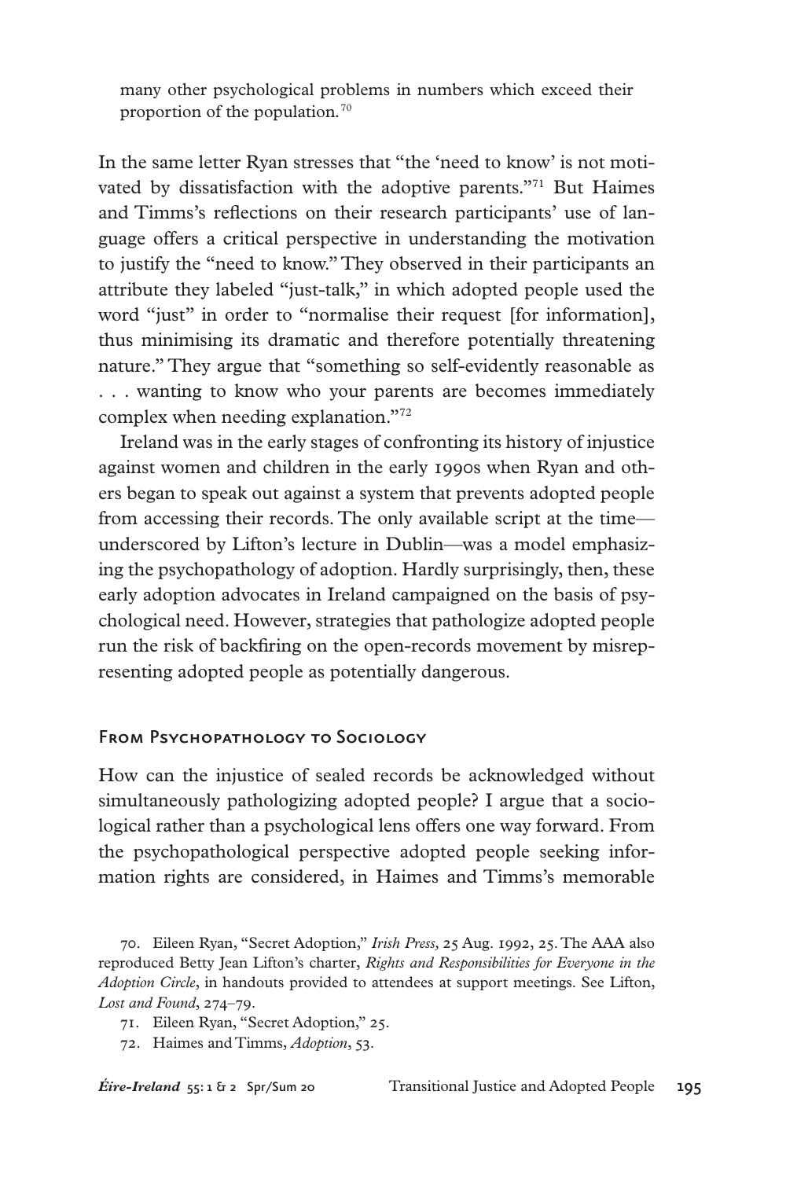many other psychological problems in numbers which exceed their proportion of the population.[70]

In the same letter Ryan stresses that "the 'need to know' is not motivated by dissatisfaction with the adoptive parents."[71] But Haimes and Timms's reflections on their research participants' use of language offers a critical perspective in understanding the motivation to justify the "need to know." They observed in their participants an attribute they labeled "just-talk," in which adopted people used the word "just" in order to "normalise their request [for information], thus minimising its dramatic and therefore potentially threatening nature." They argue that "something so self-evidently reasonable as . . . wanting to know who your parents are becomes immediately complex when needing explanation."[72]

Ireland was in the early stages of confronting its history of injustice against women and children in the early 1990s when Ryan and others began to speak out against a system that prevents adopted people from accessing their records. The only available script at the time—underscored by Lifton's lecture in Dublin—was a model emphasizing the psychopathology of adoption. Hardly surprisingly, then, these early adoption advocates in Ireland campaigned on the basis of psychological need. However, strategies that pathologize adopted people run the risk of backfiring on the open-records movement by misrepresenting adopted people as potentially dangerous.

## From Psychopathology to Sociology

How can the injustice of sealed records be acknowledged without simultaneously pathologizing adopted people? I argue that a sociological rather than a psychological lens offers one way forward. From the psychopathological perspective adopted people seeking information rights are considered, in Haimes and Timms's memorable

70. Eileen Ryan, "Secret Adoption," *Irish Press,* 25 Aug. 1992, 25. The AAA also reproduced Betty Jean Lifton's charter, *Rights and Responsibilities for Everyone in the Adoption Circle*, in handouts provided to attendees at support meetings. See Lifton, *Lost and Found*, 274–79.

71. Eileen Ryan, "Secret Adoption," 25.

72. Haimes and Timms, *Adoption*, 53.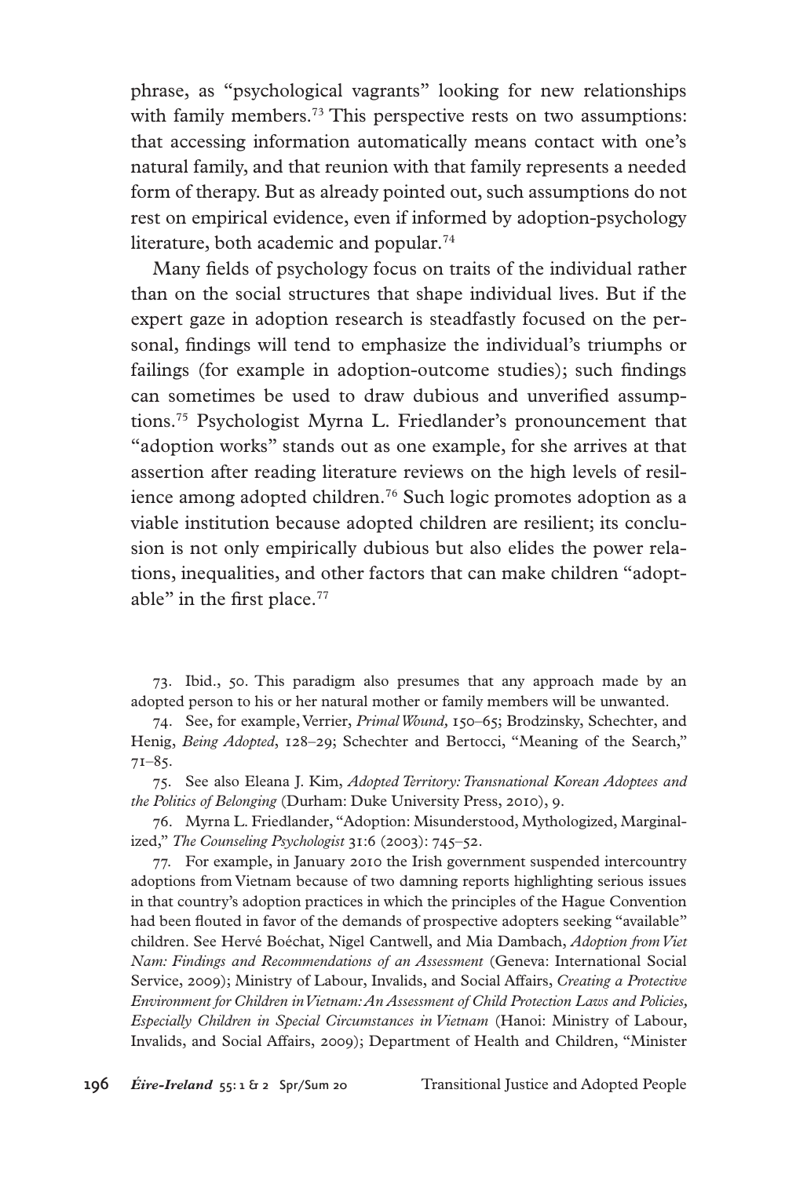phrase, as "psychological vagrants" looking for new relationships with family members.[73] This perspective rests on two assumptions: that accessing information automatically means contact with one's natural family, and that reunion with that family represents a needed form of therapy. But as already pointed out, such assumptions do not rest on empirical evidence, even if informed by adoption-psychology literature, both academic and popular.[74]

Many fields of psychology focus on traits of the individual rather than on the social structures that shape individual lives. But if the expert gaze in adoption research is steadfastly focused on the personal, findings will tend to emphasize the individual's triumphs or failings (for example in adoption-outcome studies); such findings can sometimes be used to draw dubious and unverified assumptions.[75] Psychologist Myrna L. Friedlander's pronouncement that "adoption works" stands out as one example, for she arrives at that assertion after reading literature reviews on the high levels of resilience among adopted children.[76] Such logic promotes adoption as a viable institution because adopted children are resilient; its conclusion is not only empirically dubious but also elides the power relations, inequalities, and other factors that can make children "adoptable" in the first place.[77]

73. Ibid., 50. This paradigm also presumes that any approach made by an adopted person to his or her natural mother or family members will be unwanted.

74. See, for example, Verrier, *Primal Wound,* 150–65; Brodzinsky, Schechter, and Henig, *Being Adopted*, 128–29; Schechter and Bertocci, "Meaning of the Search," 71–85.

75. See also Eleana J. Kim, *Adopted Territory: Transnational Korean Adoptees and the Politics of Belonging* (Durham: Duke University Press, 2010), 9.

76. Myrna L. Friedlander, "Adoption: Misunderstood, Mythologized, Marginalized," *The Counseling Psychologist* 31:6 (2003): 745–52.

77. For example, in January 2010 the Irish government suspended intercountry adoptions from Vietnam because of two damning reports highlighting serious issues in that country's adoption practices in which the principles of the Hague Convention had been flouted in favor of the demands of prospective adopters seeking "available" children. See Hervé Boéchat, Nigel Cantwell, and Mia Dambach, *Adoption from Viet Nam: Findings and Recommendations of an Assessment* (Geneva: International Social Service, 2009); Ministry of Labour, Invalids, and Social Affairs, *Creating a Protective Environment for Children in Vietnam: An Assessment of Child Protection Laws and Policies, Especially Children in Special Circumstances in Vietnam* (Hanoi: Ministry of Labour, Invalids, and Social Affairs, 2009); Department of Health and Children, "Minister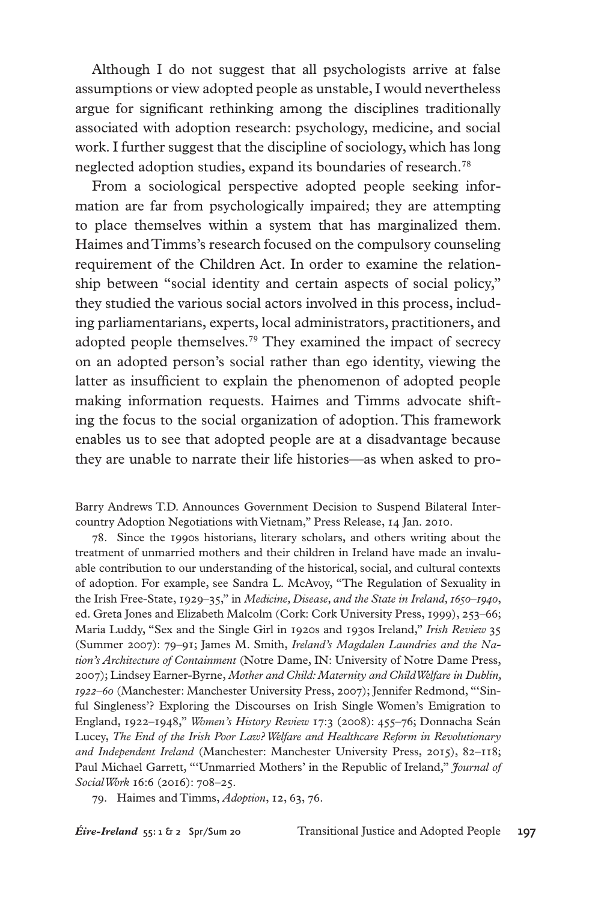Although I do not suggest that all psychologists arrive at false assumptions or view adopted people as unstable, I would nevertheless argue for significant rethinking among the disciplines traditionally associated with adoption research: psychology, medicine, and social work. I further suggest that the discipline of sociology, which has long neglected adoption studies, expand its boundaries of research.[78]

From a sociological perspective adopted people seeking information are far from psychologically impaired; they are attempting to place themselves within a system that has marginalized them. Haimes and Timms's research focused on the compulsory counseling requirement of the Children Act. In order to examine the relationship between "social identity and certain aspects of social policy," they studied the various social actors involved in this process, including parliamentarians, experts, local administrators, practitioners, and adopted people themselves.[79] They examined the impact of secrecy on an adopted person's social rather than ego identity, viewing the latter as insufficient to explain the phenomenon of adopted people making information requests. Haimes and Timms advocate shifting the focus to the social organization of adoption. This framework enables us to see that adopted people are at a disadvantage because they are unable to narrate their life histories—as when asked to pro-

Barry Andrews T.D. Announces Government Decision to Suspend Bilateral Intercountry Adoption Negotiations with Vietnam," Press Release, 14 Jan. 2010.

78. Since the 1990s historians, literary scholars, and others writing about the treatment of unmarried mothers and their children in Ireland have made an invaluable contribution to our understanding of the historical, social, and cultural contexts of adoption. For example, see Sandra L. McAvoy, "The Regulation of Sexuality in the Irish Free-State, 1929–35," in *Medicine, Disease, and the State in Ireland, 1650–1940*, ed. Greta Jones and Elizabeth Malcolm (Cork: Cork University Press, 1999), 253–66; Maria Luddy, "Sex and the Single Girl in 1920s and 1930s Ireland," *Irish Review* 35 (Summer 2007): 79–91; James M. Smith, *Ireland's Magdalen Laundries and the Nation's Architecture of Containment* (Notre Dame, IN: University of Notre Dame Press, 2007); Lindsey Earner-Byrne, *Mother and Child: Maternity and Child Welfare in Dublin, 1922–60* (Manchester: Manchester University Press, 2007); Jennifer Redmond, "'Sinful Singleness'? Exploring the Discourses on Irish Single Women's Emigration to England, 1922–1948," *Women's History Review* 17:3 (2008): 455–76; Donnacha Seán Lucey, *The End of the Irish Poor Law? Welfare and Healthcare Reform in Revolutionary and Independent Ireland* (Manchester: Manchester University Press, 2015), 82–118; Paul Michael Garrett, "'Unmarried Mothers' in the Republic of Ireland," *Journal of Social Work* 16:6 (2016): 708–25.

79. Haimes and Timms, *Adoption*, 12, 63, 76.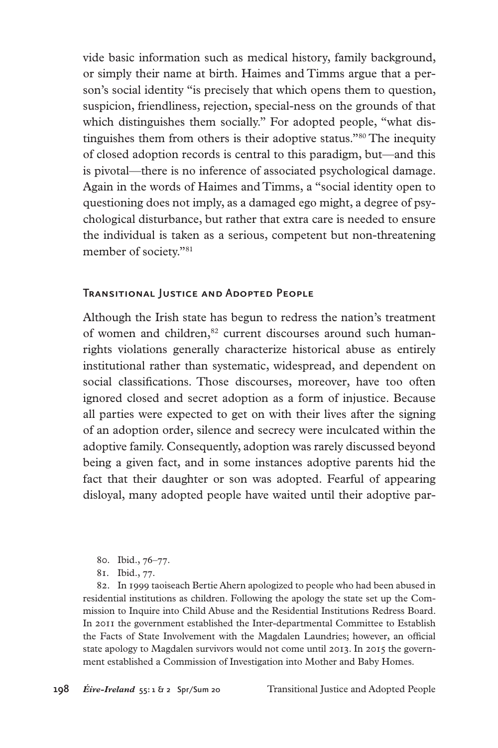vide basic information such as medical history, family background, or simply their name at birth. Haimes and Timms argue that a person's social identity "is precisely that which opens them to question, suspicion, friendliness, rejection, special-ness on the grounds of that which distinguishes them socially." For adopted people, "what distinguishes them from others is their adoptive status."[80] The inequity of closed adoption records is central to this paradigm, but—and this is pivotal—there is no inference of associated psychological damage. Again in the words of Haimes and Timms, a "social identity open to questioning does not imply, as a damaged ego might, a degree of psychological disturbance, but rather that extra care is needed to ensure the individual is taken as a serious, competent but non-threatening member of society."[81]

## Transitional Justice and Adopted People

Although the Irish state has begun to redress the nation's treatment of women and children,[82] current discourses around such human-rights violations generally characterize historical abuse as entirely institutional rather than systematic, widespread, and dependent on social classifications. Those discourses, moreover, have too often ignored closed and secret adoption as a form of injustice. Because all parties were expected to get on with their lives after the signing of an adoption order, silence and secrecy were inculcated within the adoptive family. Consequently, adoption was rarely discussed beyond being a given fact, and in some instances adoptive parents hid the fact that their daughter or son was adopted. Fearful of appearing disloyal, many adopted people have waited until their adoptive par-

80. Ibid., 76–77.

81. Ibid., 77.

82. In 1999 taoiseach Bertie Ahern apologized to people who had been abused in residential institutions as children. Following the apology the state set up the Commission to Inquire into Child Abuse and the Residential Institutions Redress Board. In 2011 the government established the Inter-departmental Committee to Establish the Facts of State Involvement with the Magdalen Laundries; however, an official state apology to Magdalen survivors would not come until 2013. In 2015 the government established a Commission of Investigation into Mother and Baby Homes.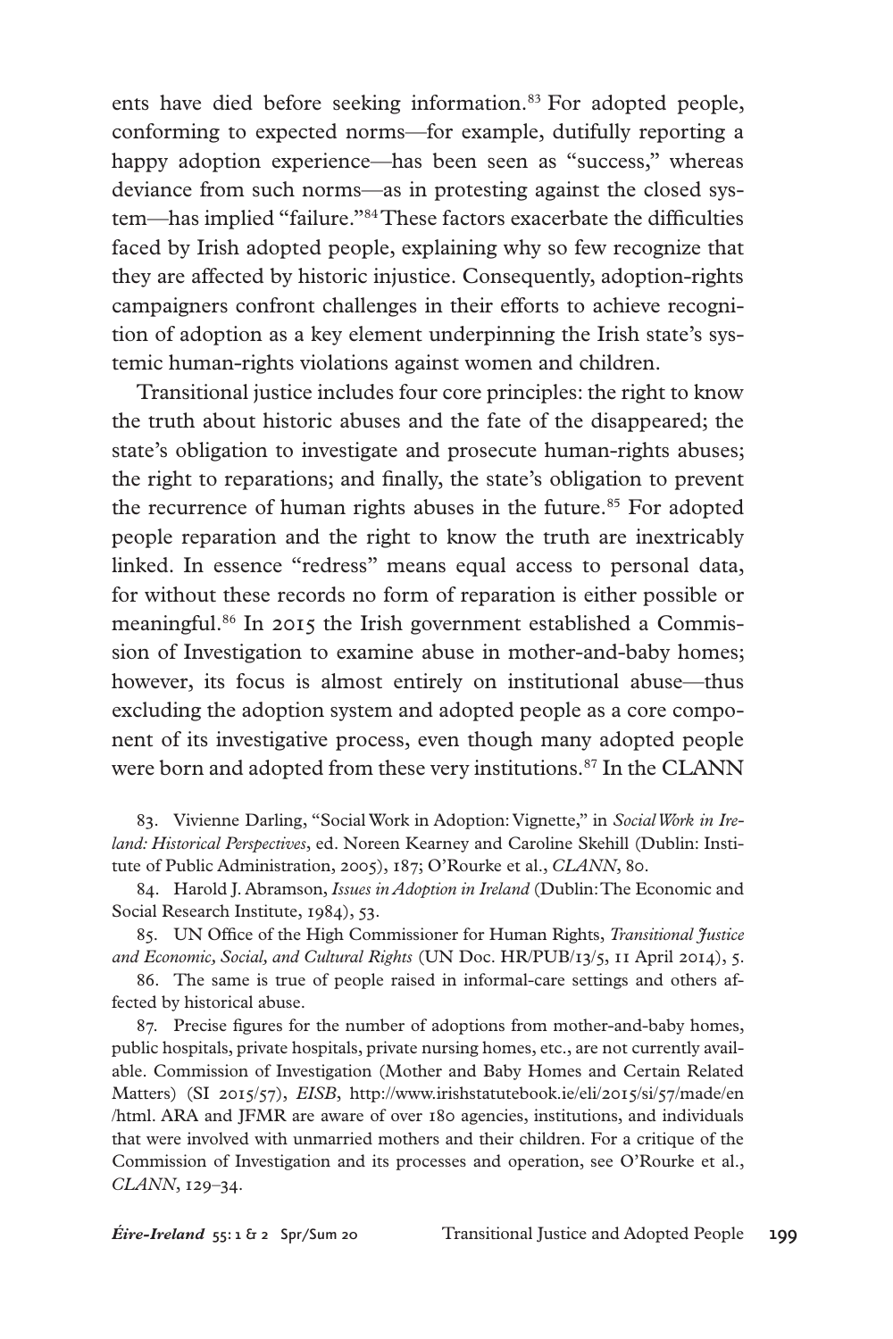ents have died before seeking information.[83] For adopted people, conforming to expected norms—for example, dutifully reporting a happy adoption experience—has been seen as "success," whereas deviance from such norms—as in protesting against the closed system—has implied "failure."[84] These factors exacerbate the difficulties faced by Irish adopted people, explaining why so few recognize that they are affected by historic injustice. Consequently, adoption-rights campaigners confront challenges in their efforts to achieve recognition of adoption as a key element underpinning the Irish state's systemic human-rights violations against women and children.

Transitional justice includes four core principles: the right to know the truth about historic abuses and the fate of the disappeared; the state's obligation to investigate and prosecute human-rights abuses; the right to reparations; and finally, the state's obligation to prevent the recurrence of human rights abuses in the future.[85] For adopted people reparation and the right to know the truth are inextricably linked. In essence "redress" means equal access to personal data, for without these records no form of reparation is either possible or meaningful.[86] In 2015 the Irish government established a Commission of Investigation to examine abuse in mother-and-baby homes; however, its focus is almost entirely on institutional abuse—thus excluding the adoption system and adopted people as a core component of its investigative process, even though many adopted people were born and adopted from these very institutions.[87] In the CLANN

83. Vivienne Darling, "Social Work in Adoption: Vignette," in *Social Work in Ireland: Historical Perspectives*, ed. Noreen Kearney and Caroline Skehill (Dublin: Institute of Public Administration, 2005), 187; O'Rourke et al., *CLANN*, 80.

84. Harold J. Abramson, *Issues in Adoption in Ireland* (Dublin: The Economic and Social Research Institute, 1984), 53.

85. UN Office of the High Commissioner for Human Rights, *Transitional Justice and Economic, Social, and Cultural Rights* (UN Doc. HR/PUB/13/5, 11 April 2014), 5.

86. The same is true of people raised in informal-care settings and others affected by historical abuse.

87. Precise figures for the number of adoptions from mother-and-baby homes, public hospitals, private hospitals, private nursing homes, etc., are not currently available. Commission of Investigation (Mother and Baby Homes and Certain Related Matters) (SI 2015/57), *EISB*, http://www.irishstatutebook.ie/eli/2015/si/57/made/en/html. ARA and JFMR are aware of over 180 agencies, institutions, and individuals that were involved with unmarried mothers and their children. For a critique of the Commission of Investigation and its processes and operation, see O'Rourke et al., *CLANN*, 129–34.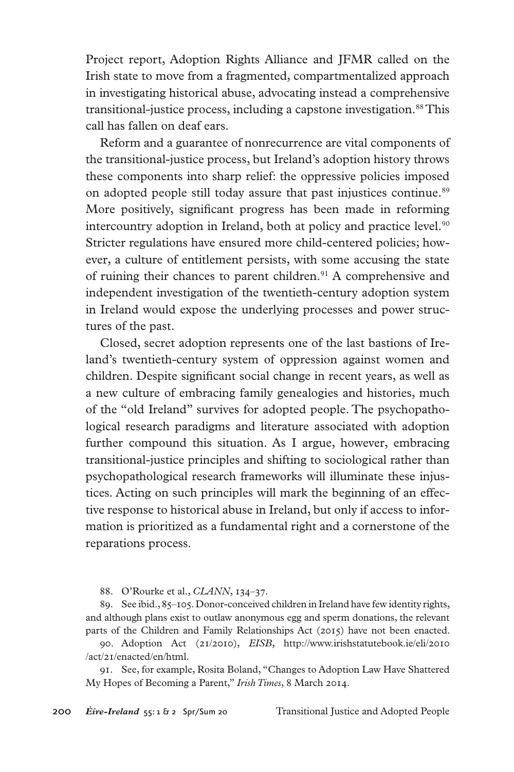Project report, Adoption Rights Alliance and JFMR called on the Irish state to move from a fragmented, compartmentalized approach in investigating historical abuse, advocating instead a comprehensive transitional-justice process, including a capstone investigation.[88] This call has fallen on deaf ears.

Reform and a guarantee of nonrecurrence are vital components of the transitional-justice process, but Ireland's adoption history throws these components into sharp relief: the oppressive policies imposed on adopted people still today assure that past injustices continue.[89] More positively, significant progress has been made in reforming intercountry adoption in Ireland, both at policy and practice level.[90] Stricter regulations have ensured more child-centered policies; however, a culture of entitlement persists, with some accusing the state of ruining their chances to parent children.[91] A comprehensive and independent investigation of the twentieth-century adoption system in Ireland would expose the underlying processes and power structures of the past.

Closed, secret adoption represents one of the last bastions of Ireland's twentieth-century system of oppression against women and children. Despite significant social change in recent years, as well as a new culture of embracing family genealogies and histories, much of the "old Ireland" survives for adopted people. The psychopathological research paradigms and literature associated with adoption further compound this situation. As I argue, however, embracing transitional-justice principles and shifting to sociological rather than psychopathological research frameworks will illuminate these injustices. Acting on such principles will mark the beginning of an effective response to historical abuse in Ireland, but only if access to information is prioritized as a fundamental right and a cornerstone of the reparations process.

88. O'Rourke et al., *CLANN*, 134–37.

89. See ibid., 85–105. Donor-conceived children in Ireland have few identity rights, and although plans exist to outlaw anonymous egg and sperm donations, the relevant parts of the Children and Family Relationships Act (2015) have not been enacted.

90. Adoption Act (21/2010), *EISB*, http://www.irishstatutebook.ie/eli/2010/act/21/enacted/en/html.

91. See, for example, Rosita Boland, "Changes to Adoption Law Have Shattered My Hopes of Becoming a Parent," *Irish Times*, 8 March 2014.